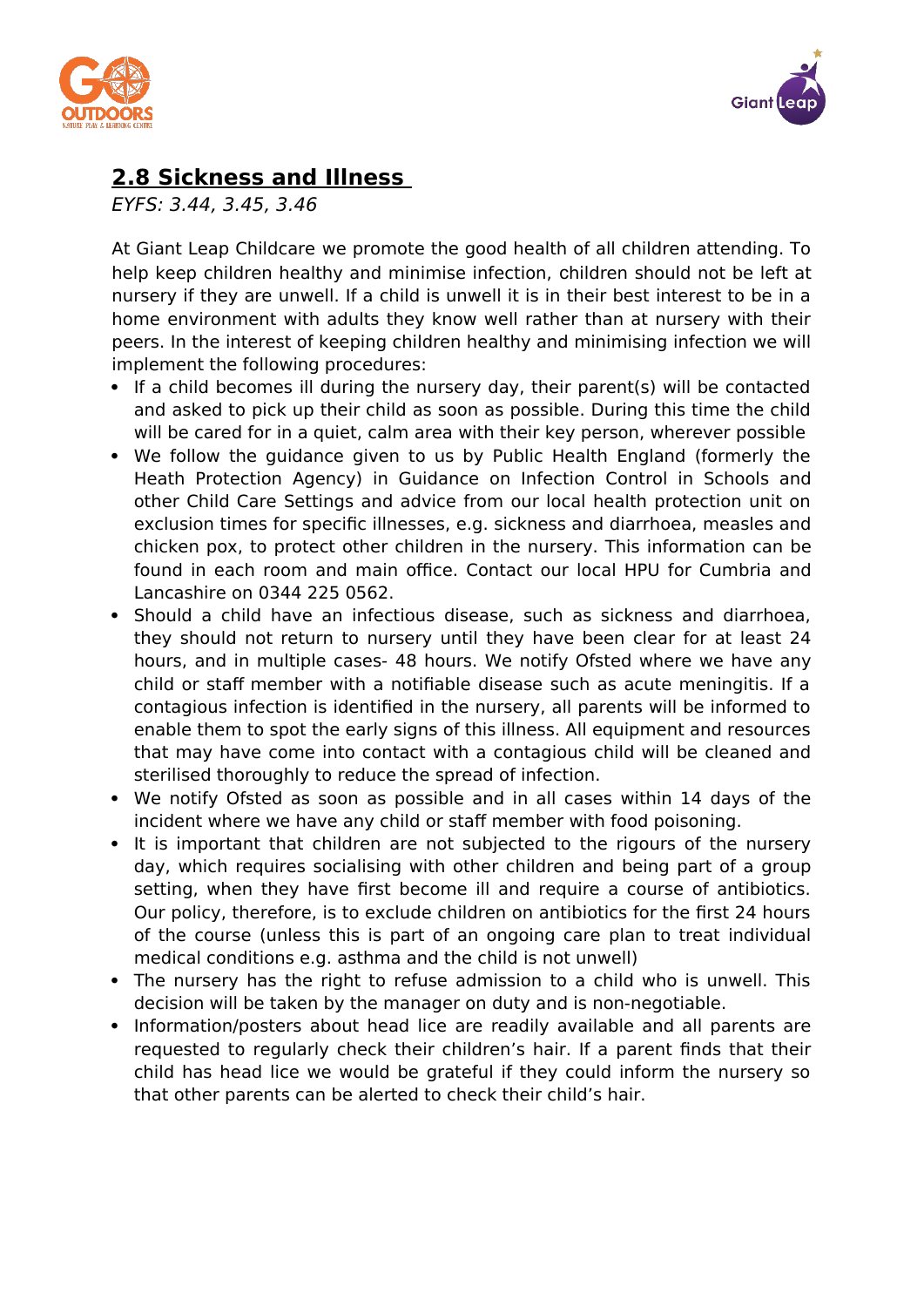## 2.8 Sickness and Illness

*EYFS: 3.44, 3.45, 3.46*

At Giant Leap Childcare we promote the good health of all children attending. To help keep children healthy and minimise infection, children should not be left at nursery if they are unwell. If a child is unwell it is in their best interest to be in a home environment with adults they know well rather than at nursery with their peers. In the interest of keeping children healthy and minimising infection we will implement the following procedures:

- If a child becomes ill during the nursery day, their parent(s) will be contacted and asked to pick up their child as soon as possible. During this time the child will be cared for in a quiet, calm area with their key person, wherever possible
- We follow the guidance given to us by Public Health England (formerly the Heath Protection Agency) in Guidance on Infection Control in Schools and other Child Care Settings and advice from our local health protection unit on exclusion times for specific illnesses, e.g. sickness and diarrhoea, measles and chicken pox, to protect other children in the nursery. This information can be found in each room and main office. Contact our local HPU for Cumbria and Lancashire on 0344 225 0562.
- Should a child have an infectious disease, such as sickness and diarrhoea, they should not return to nursery until they have been clear for at least 24 hours, and in multiple cases- 48 hours. We notify Ofsted where we have any child or staff member with a notifiable disease such as acute meningitis. If a contagious infection is identified in the nursery, all parents will be informed to enable them to spot the early signs of this illness. All equipment and resources that may have come into contact with a contagious child will be cleaned and sterilised thoroughly to reduce the spread of infection.
- We notify Ofsted as soon as possible and in all cases within 14 days of the incident where we have any child or staff member with food poisoning.
- It is important that children are not subjected to the rigours of the nursery day, which requires socialising with other children and being part of a group setting, when they have first become ill and require a course of antibiotics. Our policy, therefore, is to exclude children on antibiotics for the first 24 hours of the course (unless this is part of an ongoing care plan to treat individual medical conditions e.g. asthma and the child is not unwell)
- The nursery has the right to refuse admission to a child who is unwell. This decision will be taken by the manager on duty and is non-negotiable.
- Information/posters about head lice are readily available and all parents are requested to regularly check their children's hair. If a parent finds that their child has head lice we would be grateful if they could inform the nursery so that other parents can be alerted to check their child's hair.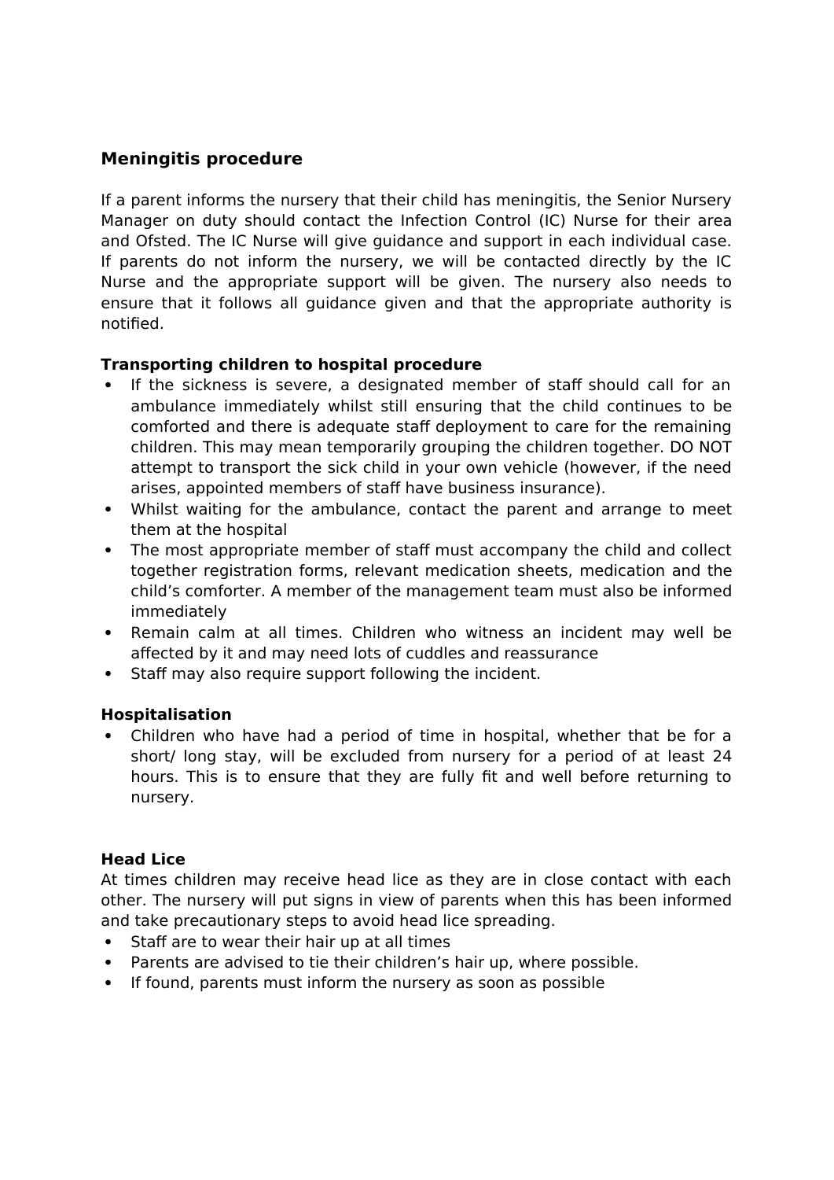### Meningitis procedure

If a parent informs the nursery that their child has meningitis, the Senior Nursery Manager on duty should contact the Infection Control (IC) Nurse for their area and Ofsted. The IC Nurse will give guidance and support in each individual case. If parents do not inform the nursery, we will be contacted directly by the IC Nurse and the appropriate support will be given. The nursery also needs to ensure that it follows all guidance given and that the appropriate authority is notified.

**Transporting children to hospital procedure**

- If the sickness is severe, a designated member of staff should call for an ambulance immediately whilst still ensuring that the child continues to be comforted and there is adequate staff deployment to care for the remaining children. This may mean temporarily grouping the children together. DO NOT attempt to transport the sick child in your own vehicle (however, if the need arises, appointed members of staff have business insurance).
- Whilst waiting for the ambulance, contact the parent and arrange to meet them at the hospital
- The most appropriate member of staff must accompany the child and collect together registration forms, relevant medication sheets, medication and the child's comforter. A member of the management team must also be informed immediately
- Remain calm at all times. Children who witness an incident may well be affected by it and may need lots of cuddles and reassurance
- Staff may also require support following the incident.

**Hospitalisation**

- Children who have had a period of time in hospital, whether that be for a short/ long stay, will be excluded from nursery for a period of at least 24 hours. This is to ensure that they are fully fit and well before returning to nursery.

**Head Lice**

At times children may receive head lice as they are in close contact with each other. The nursery will put signs in view of parents when this has been informed and take precautionary steps to avoid head lice spreading.

- Staff are to wear their hair up at all times
- Parents are advised to tie their children's hair up, where possible.
- If found, parents must inform the nursery as soon as possible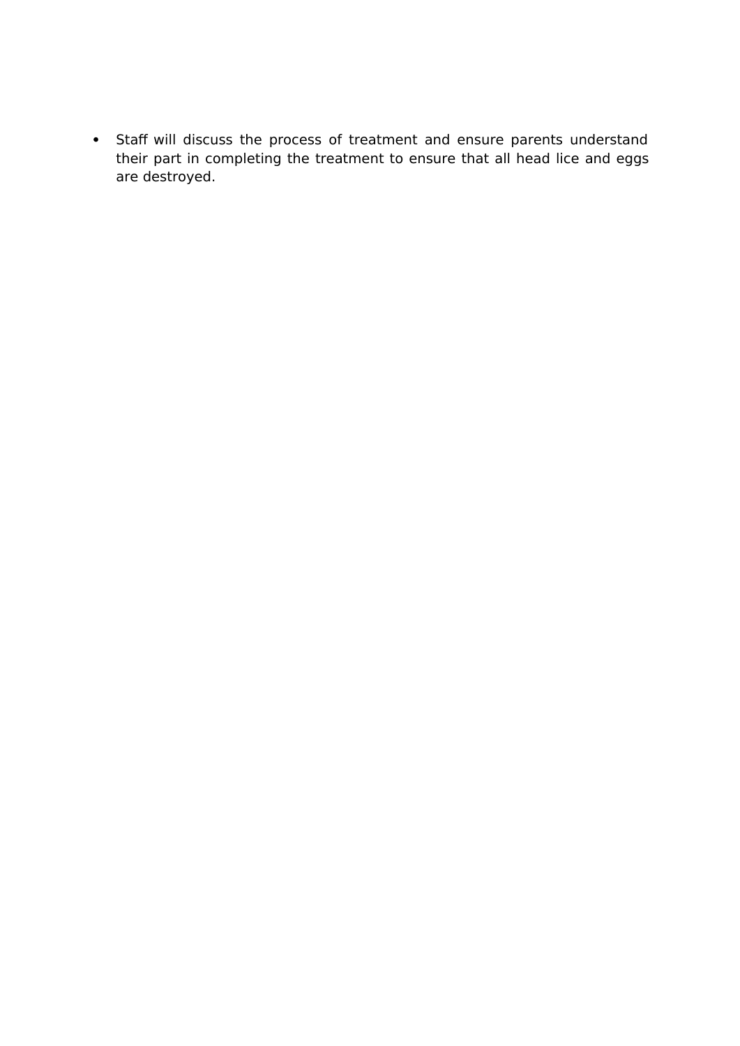- Staff will discuss the process of treatment and ensure parents understand their part in completing the treatment to ensure that all head lice and eggs are destroyed.